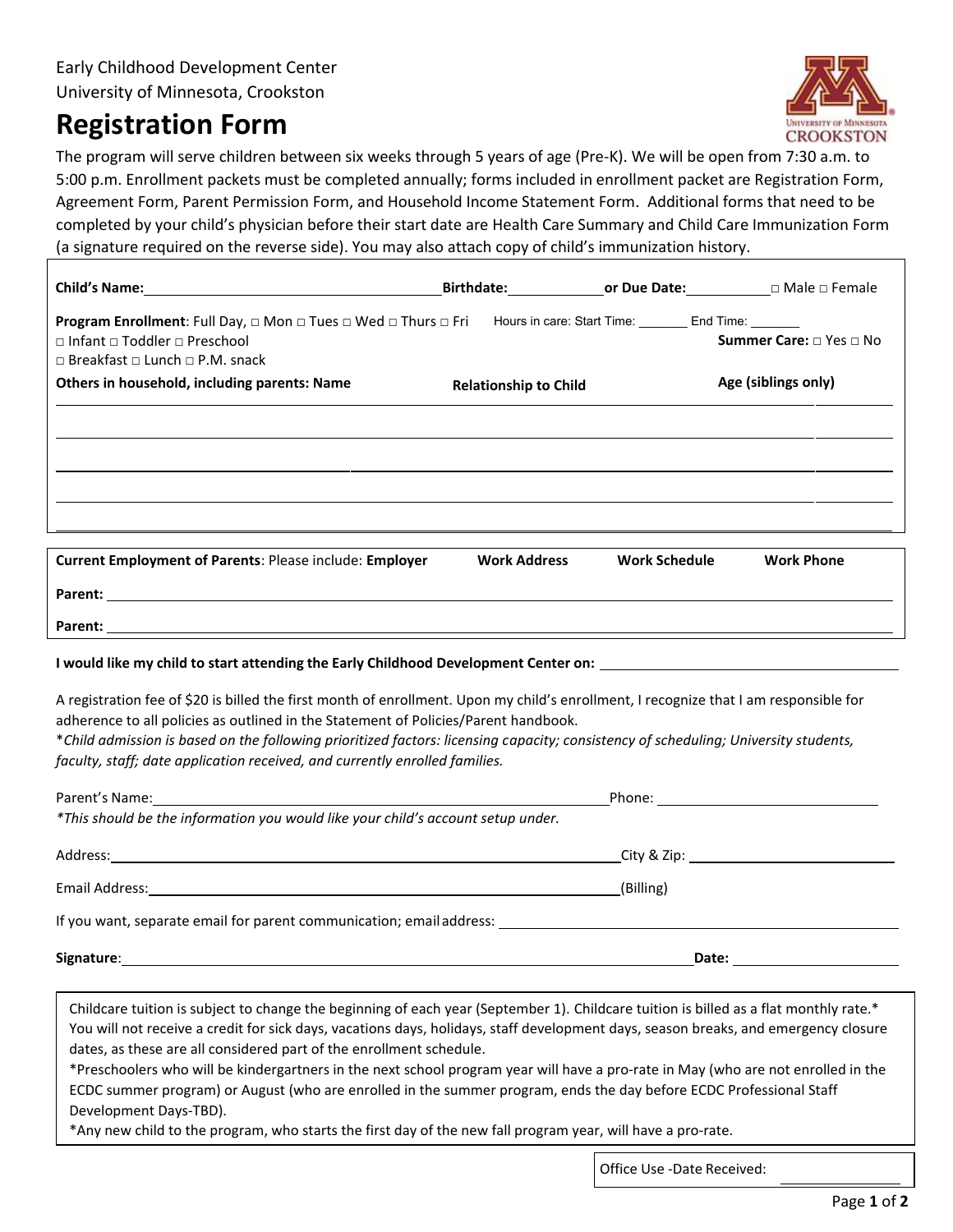Early Childhood Development Center
University of Minnesota, Crookston

# Registration Form

The program will serve children between six weeks through 5 years of age (Pre-K). We will be open from 7:30 a.m. to 5:00 p.m. Enrollment packets must be completed annually; forms included in enrollment packet are Registration Form, Agreement Form, Parent Permission Form, and Household Income Statement Form. Additional forms that need to be completed by your child's physician before their start date are Health Care Summary and Child Care Immunization Form (a signature required on the reverse side). You may also attach copy of child's immunization history.

**Child's Name:** ________________________ **Birthdate:** __________ **or Due Date:** __________ □ Male □ Female

**Program Enrollment**: Full Day, □ Mon □ Tues □ Wed □ Thurs □ Fri Hours in care: Start Time: _______ End Time: _______
□ Infant □ Toddler □ Preschool **Summer Care:** □ Yes □ No
□ Breakfast □ Lunch □ P.M. snack

| **Others in household, including parents: Name** | **Relationship to Child** | **Age (siblings only)** |
| --- | --- | --- |
| | | |
| | | |
| | | |
| | | |
| | | |

| **Current Employment of Parents**: Please include: **Employer** | **Work Address** | **Work Schedule** | **Work Phone** |
| --- | --- | --- | --- |
| **Parent:** | | | |
| **Parent:** | | | |

**I would like my child to start attending the Early Childhood Development Center on:** ________________________

A registration fee of $20 is billed the first month of enrollment. Upon my child's enrollment, I recognize that I am responsible for adherence to all policies as outlined in the Statement of Policies/Parent handbook.
\**Child admission is based on the following prioritized factors: licensing capacity; consistency of scheduling; University students, faculty, staff; date application received, and currently enrolled families.*

Parent's Name: ________________________ Phone: ________________
*\*This should be the information you would like your child's account setup under.*

Address: ________________________ City & Zip: ________________

Email Address: ________________________ (Billing)

If you want, separate email for parent communication; email address: ________________________

**Signature**: ________________________ **Date:** ________________

Childcare tuition is subject to change the beginning of each year (September 1). Childcare tuition is billed as a flat monthly rate.\* You will not receive a credit for sick days, vacations days, holidays, staff development days, season breaks, and emergency closure dates, as these are all considered part of the enrollment schedule.
\*Preschoolers who will be kindergartners in the next school program year will have a pro-rate in May (who are not enrolled in the ECDC summer program) or August (who are enrolled in the summer program, ends the day before ECDC Professional Staff Development Days-TBD).
\*Any new child to the program, who starts the first day of the new fall program year, will have a pro-rate.

Office Use -Date Received: ____________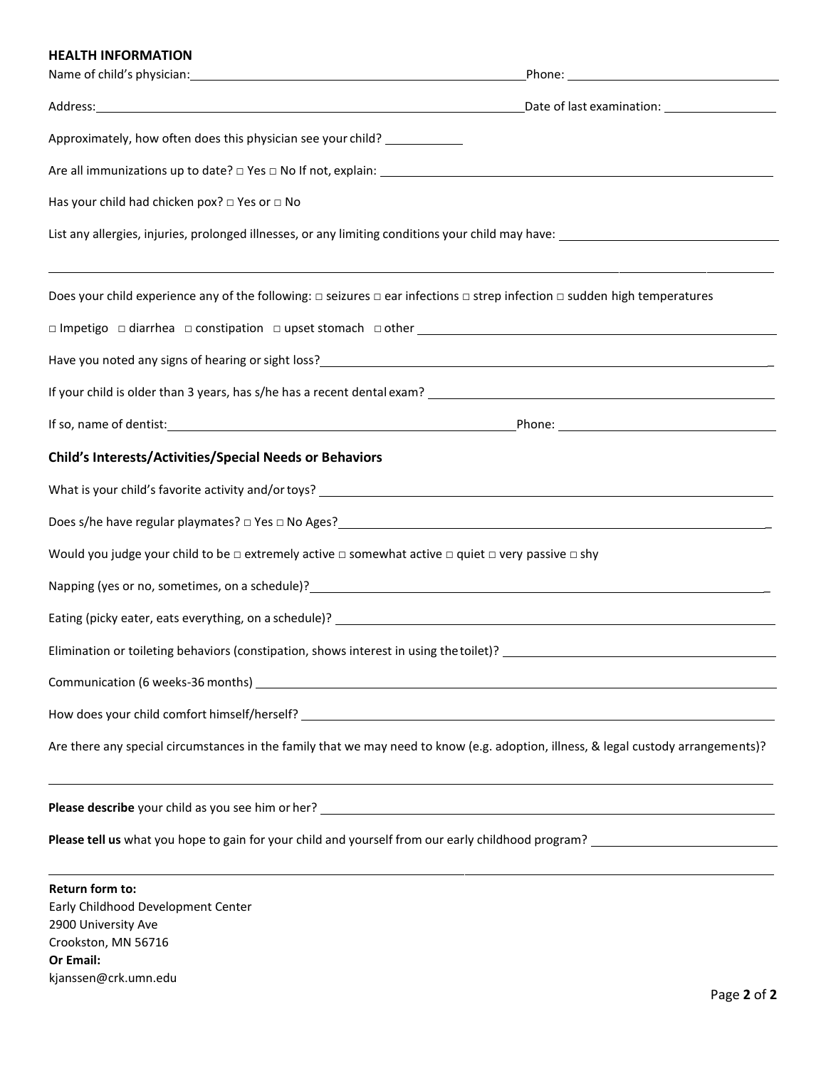## HEALTH INFORMATION

Name of child's physician: ______________________ Phone: ______________________

Address: ______________________ Date of last examination: ______________________

Approximately, how often does this physician see your child? ____________

Are all immunizations up to date? □ Yes □ No If not, explain: ______________________

Has your child had chicken pox? □ Yes or □ No

List any allergies, injuries, prolonged illnesses, or any limiting conditions your child may have: ______________________

______________________________________________

Does your child experience any of the following: □ seizures □ ear infections □ strep infection □ sudden high temperatures

□ Impetigo □ diarrhea □ constipation □ upset stomach □ other ______________________

Have you noted any signs of hearing or sight loss? ______________________

If your child is older than 3 years, has s/he has a recent dental exam? ______________________

If so, name of dentist: ______________________ Phone: ______________________

### Child's Interests/Activities/Special Needs or Behaviors

What is your child's favorite activity and/or toys? ______________________

Does s/he have regular playmates? □ Yes □ No Ages? ______________________

Would you judge your child to be □ extremely active □ somewhat active □ quiet □ very passive □ shy

Napping (yes or no, sometimes, on a schedule)? ______________________

Eating (picky eater, eats everything, on a schedule)? ______________________

Elimination or toileting behaviors (constipation, shows interest in using the toilet)? ______________________

Communication (6 weeks-36 months) ______________________

How does your child comfort himself/herself? ______________________

Are there any special circumstances in the family that we may need to know (e.g. adoption, illness, & legal custody arrangements)?

______________________________________________

**Please describe** your child as you see him or her? ______________________

**Please tell us** what you hope to gain for your child and yourself from our early childhood program? ______________________

______________________________________________

**Return form to:**
Early Childhood Development Center
2900 University Ave
Crookston, MN 56716
**Or Email:**
kjanssen@crk.umn.edu